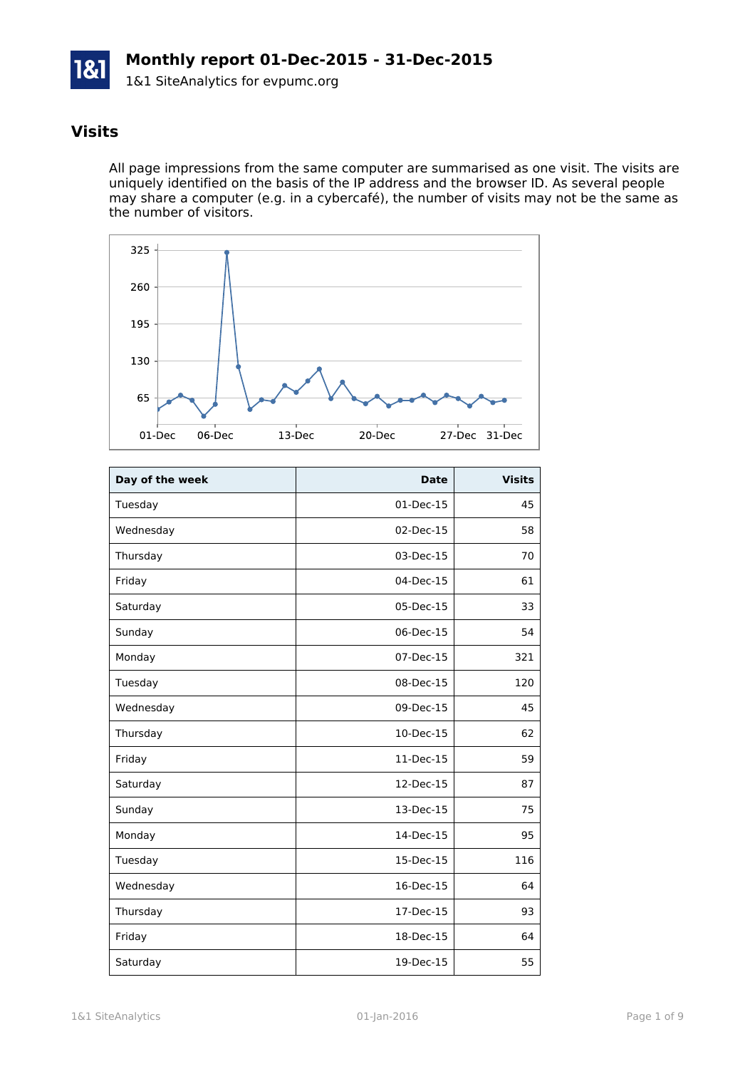# Monthly report 01-Dec-2015 - 31-Dec-2015

1&1 SiteAnalytics for evpumc.org

## Visits

All page impressions from the same computer are summarised as one visit. The visits are uniquely identified on the basis of the IP address and the browser ID. As several people may share a computer (e.g. in a cybercafé), the number of visits may not be the same as the number of visitors.

| Day of the week | Date | Visits |
|---|---|---|
| Tuesday | 01-Dec-15 | 45 |
| Wednesday | 02-Dec-15 | 58 |
| Thursday | 03-Dec-15 | 70 |
| Friday | 04-Dec-15 | 61 |
| Saturday | 05-Dec-15 | 33 |
| Sunday | 06-Dec-15 | 54 |
| Monday | 07-Dec-15 | 321 |
| Tuesday | 08-Dec-15 | 120 |
| Wednesday | 09-Dec-15 | 45 |
| Thursday | 10-Dec-15 | 62 |
| Friday | 11-Dec-15 | 59 |
| Saturday | 12-Dec-15 | 87 |
| Sunday | 13-Dec-15 | 75 |
| Monday | 14-Dec-15 | 95 |
| Tuesday | 15-Dec-15 | 116 |
| Wednesday | 16-Dec-15 | 64 |
| Thursday | 17-Dec-15 | 93 |
| Friday | 18-Dec-15 | 64 |
| Saturday | 19-Dec-15 | 55 |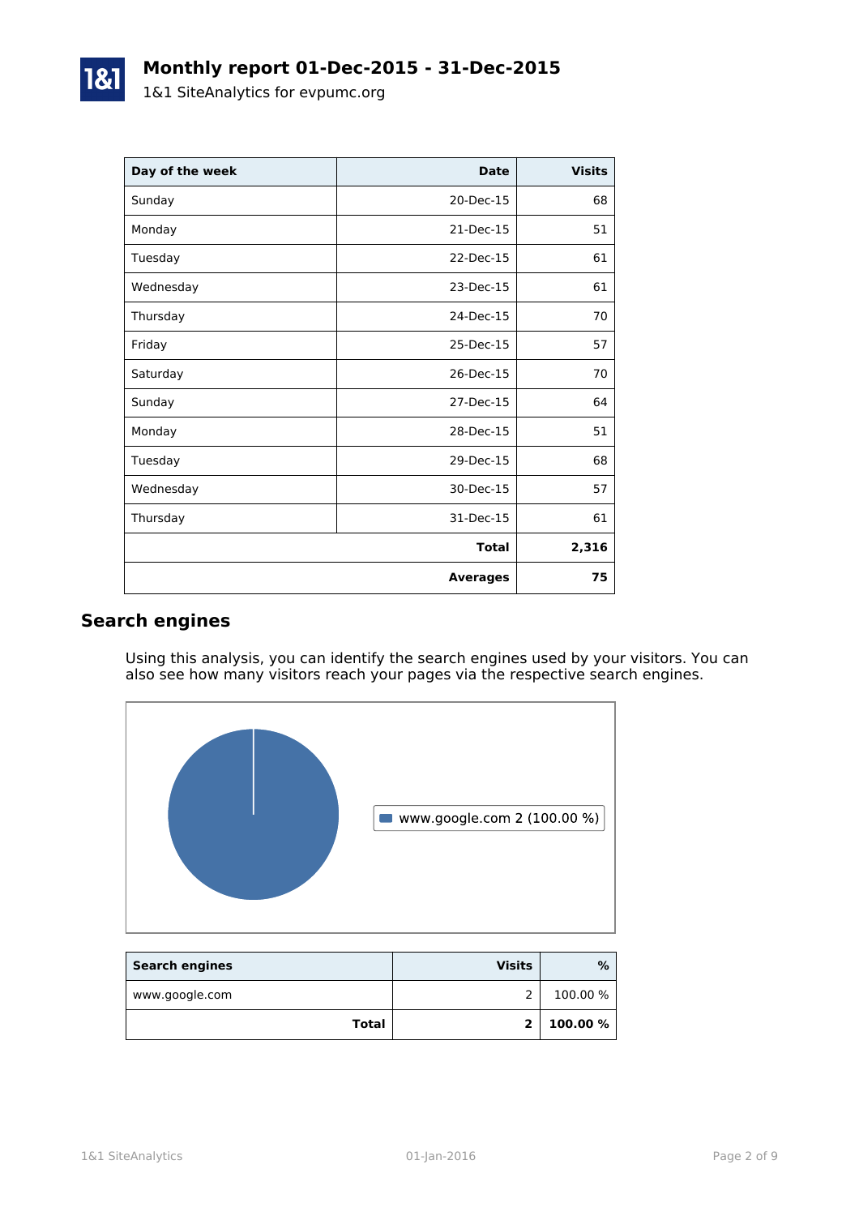# Monthly report 01-Dec-2015 - 31-Dec-2015

1&1 SiteAnalytics for evpumc.org

| Day of the week | Date | Visits |
|---|---|---|
| Sunday | 20-Dec-15 | 68 |
| Monday | 21-Dec-15 | 51 |
| Tuesday | 22-Dec-15 | 61 |
| Wednesday | 23-Dec-15 | 61 |
| Thursday | 24-Dec-15 | 70 |
| Friday | 25-Dec-15 | 57 |
| Saturday | 26-Dec-15 | 70 |
| Sunday | 27-Dec-15 | 64 |
| Monday | 28-Dec-15 | 51 |
| Tuesday | 29-Dec-15 | 68 |
| Wednesday | 30-Dec-15 | 57 |
| Thursday | 31-Dec-15 | 61 |
| | **Total** | **2,316** |
| | **Averages** | **75** |

## Search engines

Using this analysis, you can identify the search engines used by your visitors. You can also see how many visitors reach your pages via the respective search engines.

www.google.com 2 (100.00 %)

| Search engines | Visits | % |
|---|---|---|
| www.google.com | 2 | 100.00 % |
| **Total** | **2** | **100.00 %** |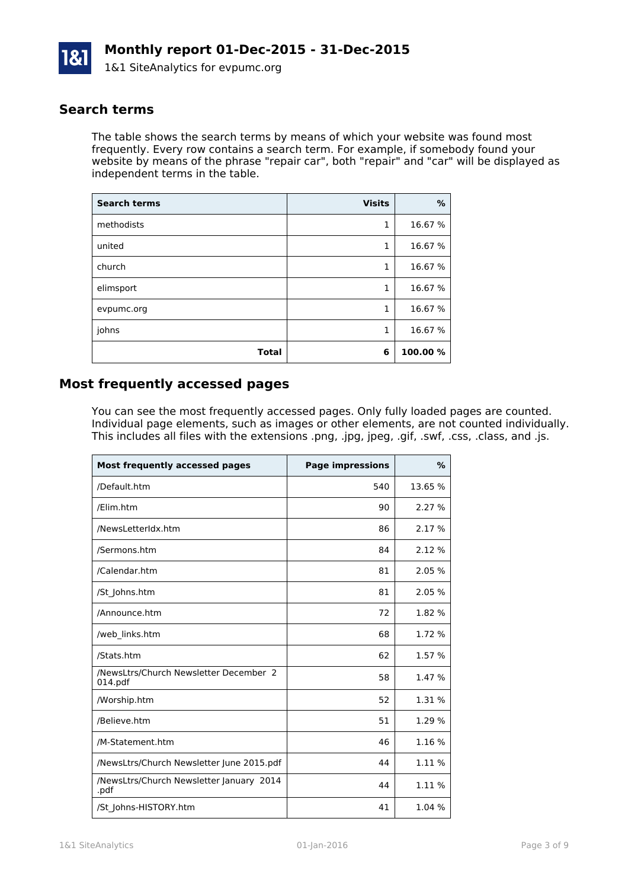# Monthly report 01-Dec-2015 - 31-Dec-2015

1&1 SiteAnalytics for evpumc.org

## Search terms

The table shows the search terms by means of which your website was found most frequently. Every row contains a search term. For example, if somebody found your website by means of the phrase "repair car", both "repair" and "car" will be displayed as independent terms in the table.

| Search terms | Visits | % |
|---|---:|---:|
| methodists | 1 | 16.67 % |
| united | 1 | 16.67 % |
| church | 1 | 16.67 % |
| elimsport | 1 | 16.67 % |
| evpumc.org | 1 | 16.67 % |
| johns | 1 | 16.67 % |
| **Total** | **6** | **100.00 %** |

## Most frequently accessed pages

You can see the most frequently accessed pages. Only fully loaded pages are counted. Individual page elements, such as images or other elements, are not counted individually. This includes all files with the extensions .png, .jpg, jpeg, .gif, .swf, .css, .class, and .js.

| Most frequently accessed pages | Page impressions | % |
|---|---:|---:|
| /Default.htm | 540 | 13.65 % |
| /Elim.htm | 90 | 2.27 % |
| /NewsLetterIdx.htm | 86 | 2.17 % |
| /Sermons.htm | 84 | 2.12 % |
| /Calendar.htm | 81 | 2.05 % |
| /St_Johns.htm | 81 | 2.05 % |
| /Announce.htm | 72 | 1.82 % |
| /web_links.htm | 68 | 1.72 % |
| /Stats.htm | 62 | 1.57 % |
| /NewsLtrs/Church Newsletter December 2014.pdf | 58 | 1.47 % |
| /Worship.htm | 52 | 1.31 % |
| /Believe.htm | 51 | 1.29 % |
| /M-Statement.htm | 46 | 1.16 % |
| /NewsLtrs/Church Newsletter June 2015.pdf | 44 | 1.11 % |
| /NewsLtrs/Church Newsletter January 2014.pdf | 44 | 1.11 % |
| /St_Johns-HISTORY.htm | 41 | 1.04 % |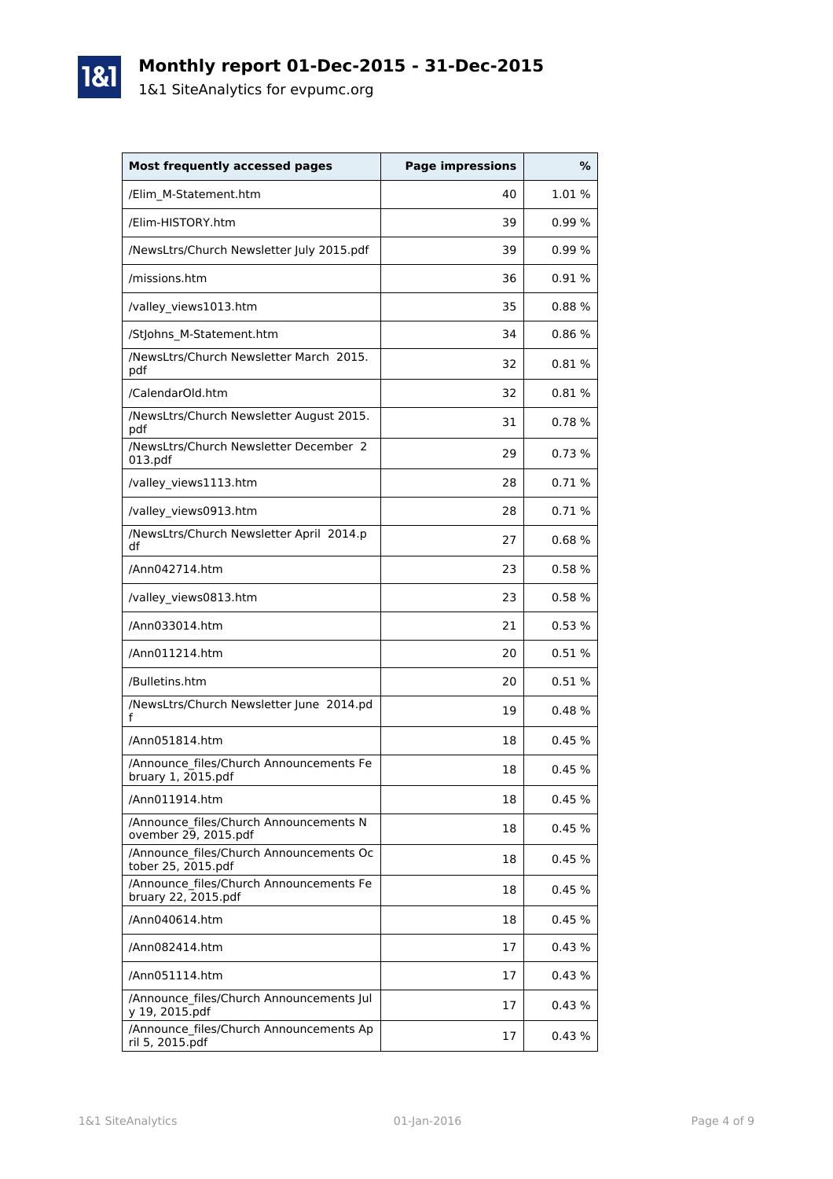# Monthly report 01-Dec-2015 - 31-Dec-2015

1&1 SiteAnalytics for evpumc.org

| Most frequently accessed pages | Page impressions | % |
|---|---|---|
| /Elim_M-Statement.htm | 40 | 1.01 % |
| /Elim-HISTORY.htm | 39 | 0.99 % |
| /NewsLtrs/Church Newsletter July 2015.pdf | 39 | 0.99 % |
| /missions.htm | 36 | 0.91 % |
| /valley_views1013.htm | 35 | 0.88 % |
| /StJohns_M-Statement.htm | 34 | 0.86 % |
| /NewsLtrs/Church Newsletter March 2015.pdf | 32 | 0.81 % |
| /CalendarOld.htm | 32 | 0.81 % |
| /NewsLtrs/Church Newsletter August 2015.pdf | 31 | 0.78 % |
| /NewsLtrs/Church Newsletter December 2013.pdf | 29 | 0.73 % |
| /valley_views1113.htm | 28 | 0.71 % |
| /valley_views0913.htm | 28 | 0.71 % |
| /NewsLtrs/Church Newsletter April 2014.pdf | 27 | 0.68 % |
| /Ann042714.htm | 23 | 0.58 % |
| /valley_views0813.htm | 23 | 0.58 % |
| /Ann033014.htm | 21 | 0.53 % |
| /Ann011214.htm | 20 | 0.51 % |
| /Bulletins.htm | 20 | 0.51 % |
| /NewsLtrs/Church Newsletter June 2014.pdf | 19 | 0.48 % |
| /Ann051814.htm | 18 | 0.45 % |
| /Announce_files/Church Announcements February 1, 2015.pdf | 18 | 0.45 % |
| /Ann011914.htm | 18 | 0.45 % |
| /Announce_files/Church Announcements November 29, 2015.pdf | 18 | 0.45 % |
| /Announce_files/Church Announcements October 25, 2015.pdf | 18 | 0.45 % |
| /Announce_files/Church Announcements February 22, 2015.pdf | 18 | 0.45 % |
| /Ann040614.htm | 18 | 0.45 % |
| /Ann082414.htm | 17 | 0.43 % |
| /Ann051114.htm | 17 | 0.43 % |
| /Announce_files/Church Announcements July 19, 2015.pdf | 17 | 0.43 % |
| /Announce_files/Church Announcements April 5, 2015.pdf | 17 | 0.43 % |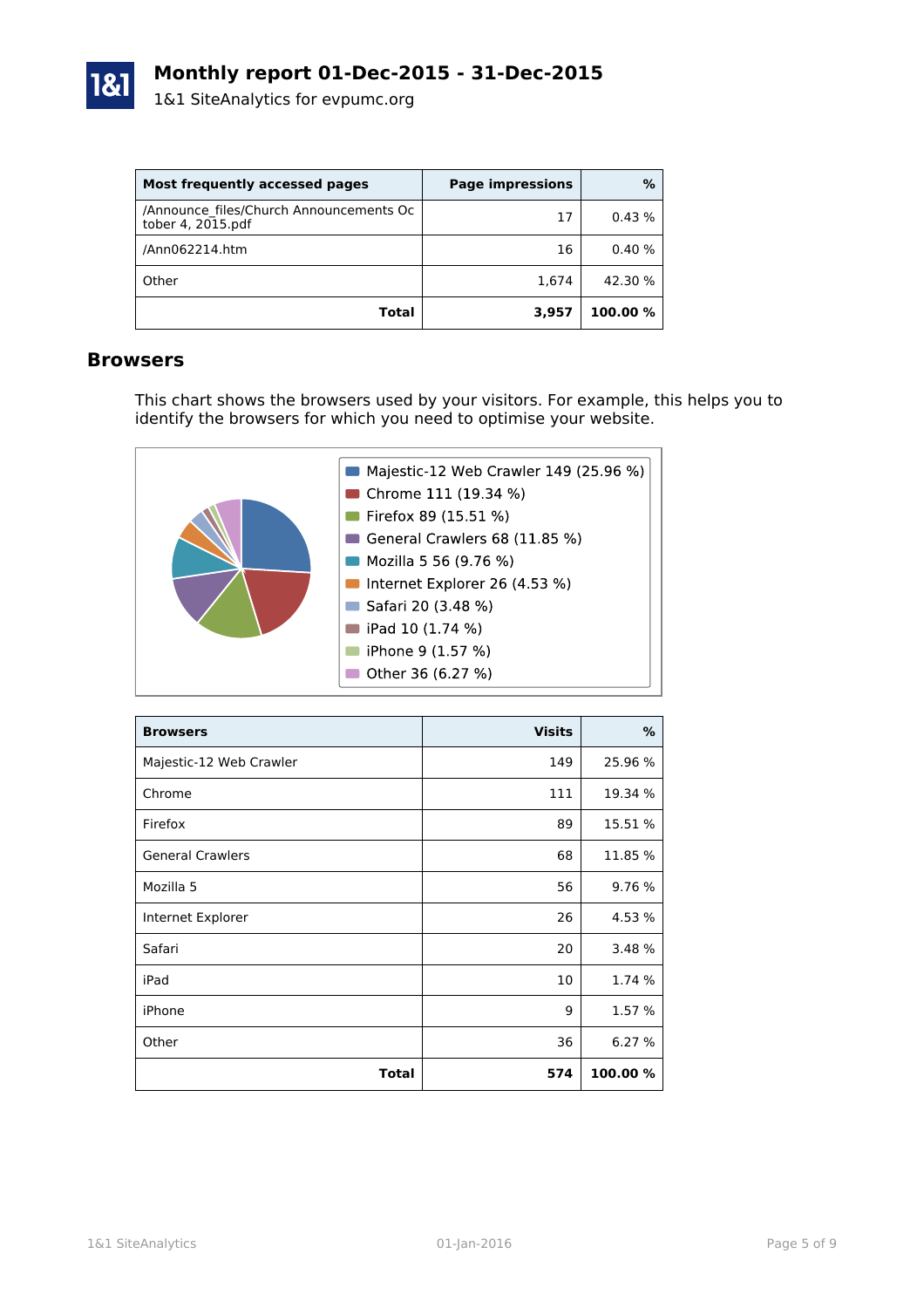| Most frequently accessed pages | Page impressions | % |
|---|---|---|
| /Announce_files/Church Announcements October 4, 2015.pdf | 17 | 0.43 % |
| /Ann062214.htm | 16 | 0.40 % |
| Other | 1,674 | 42.30 % |
| **Total** | **3,957** | **100.00 %** |

## Browsers

This chart shows the browsers used by your visitors. For example, this helps you to identify the browsers for which you need to optimise your website.

- Majestic-12 Web Crawler 149 (25.96 %)
- Chrome 111 (19.34 %)
- Firefox 89 (15.51 %)
- General Crawlers 68 (11.85 %)
- Mozilla 5 56 (9.76 %)
- Internet Explorer 26 (4.53 %)
- Safari 20 (3.48 %)
- iPad 10 (1.74 %)
- iPhone 9 (1.57 %)
- Other 36 (6.27 %)

| Browsers | Visits | % |
|---|---|---|
| Majestic-12 Web Crawler | 149 | 25.96 % |
| Chrome | 111 | 19.34 % |
| Firefox | 89 | 15.51 % |
| General Crawlers | 68 | 11.85 % |
| Mozilla 5 | 56 | 9.76 % |
| Internet Explorer | 26 | 4.53 % |
| Safari | 20 | 3.48 % |
| iPad | 10 | 1.74 % |
| iPhone | 9 | 1.57 % |
| Other | 36 | 6.27 % |
| **Total** | **574** | **100.00 %** |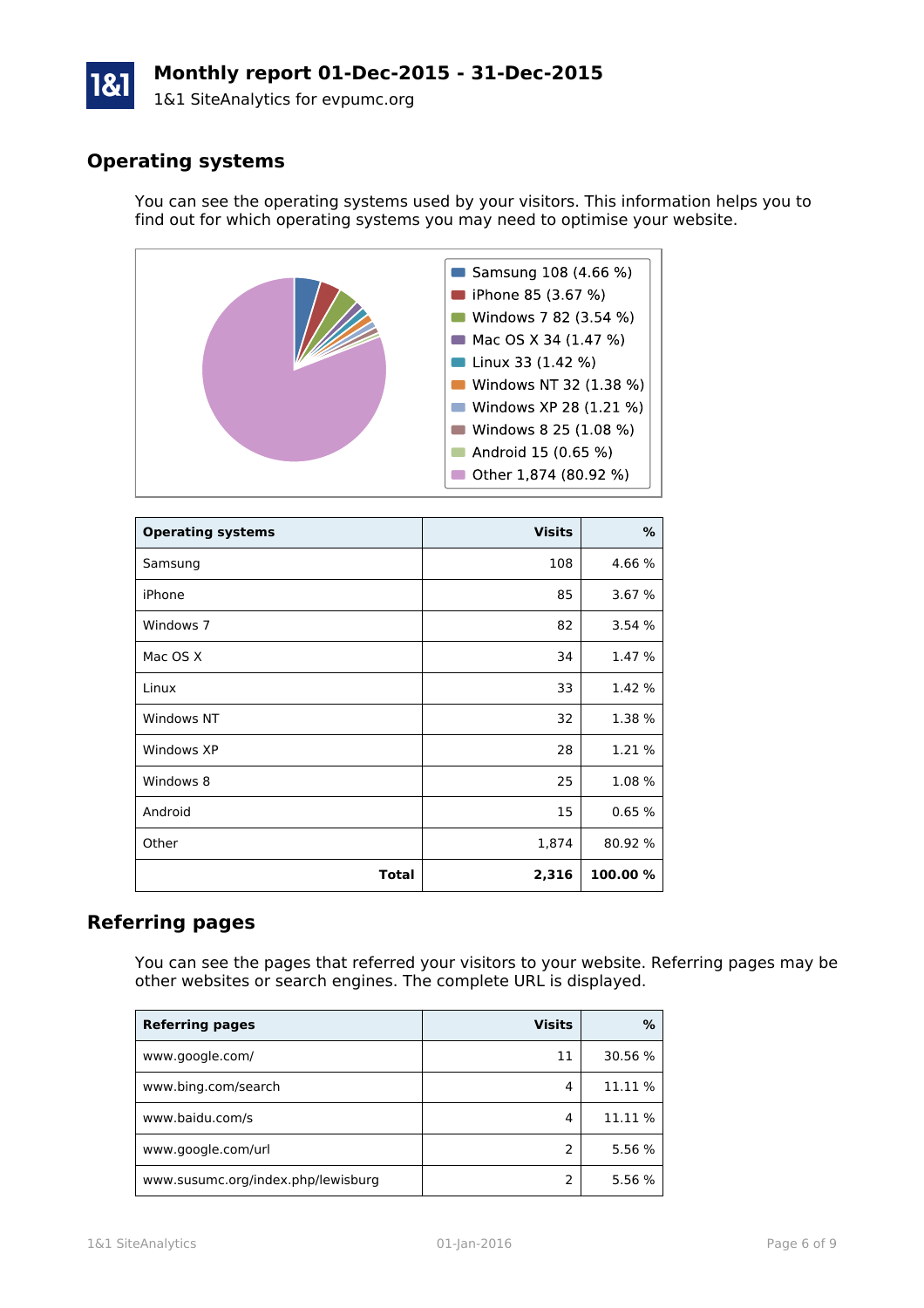# Monthly report 01-Dec-2015 - 31-Dec-2015

1&1 SiteAnalytics for evpumc.org

## Operating systems

You can see the operating systems used by your visitors. This information helps you to find out for which operating systems you may need to optimise your website.

- Samsung 108 (4.66 %)
- iPhone 85 (3.67 %)
- Windows 7 82 (3.54 %)
- Mac OS X 34 (1.47 %)
- Linux 33 (1.42 %)
- Windows NT 32 (1.38 %)
- Windows XP 28 (1.21 %)
- Windows 8 25 (1.08 %)
- Android 15 (0.65 %)
- Other 1,874 (80.92 %)

| Operating systems | Visits | % |
|---|---:|---:|
| Samsung | 108 | 4.66 % |
| iPhone | 85 | 3.67 % |
| Windows 7 | 82 | 3.54 % |
| Mac OS X | 34 | 1.47 % |
| Linux | 33 | 1.42 % |
| Windows NT | 32 | 1.38 % |
| Windows XP | 28 | 1.21 % |
| Windows 8 | 25 | 1.08 % |
| Android | 15 | 0.65 % |
| Other | 1,874 | 80.92 % |
| **Total** | **2,316** | **100.00 %** |

## Referring pages

You can see the pages that referred your visitors to your website. Referring pages may be other websites or search engines. The complete URL is displayed.

| Referring pages | Visits | % |
|---|---:|---:|
| www.google.com/ | 11 | 30.56 % |
| www.bing.com/search | 4 | 11.11 % |
| www.baidu.com/s | 4 | 11.11 % |
| www.google.com/url | 2 | 5.56 % |
| www.susumc.org/index.php/lewisburg | 2 | 5.56 % |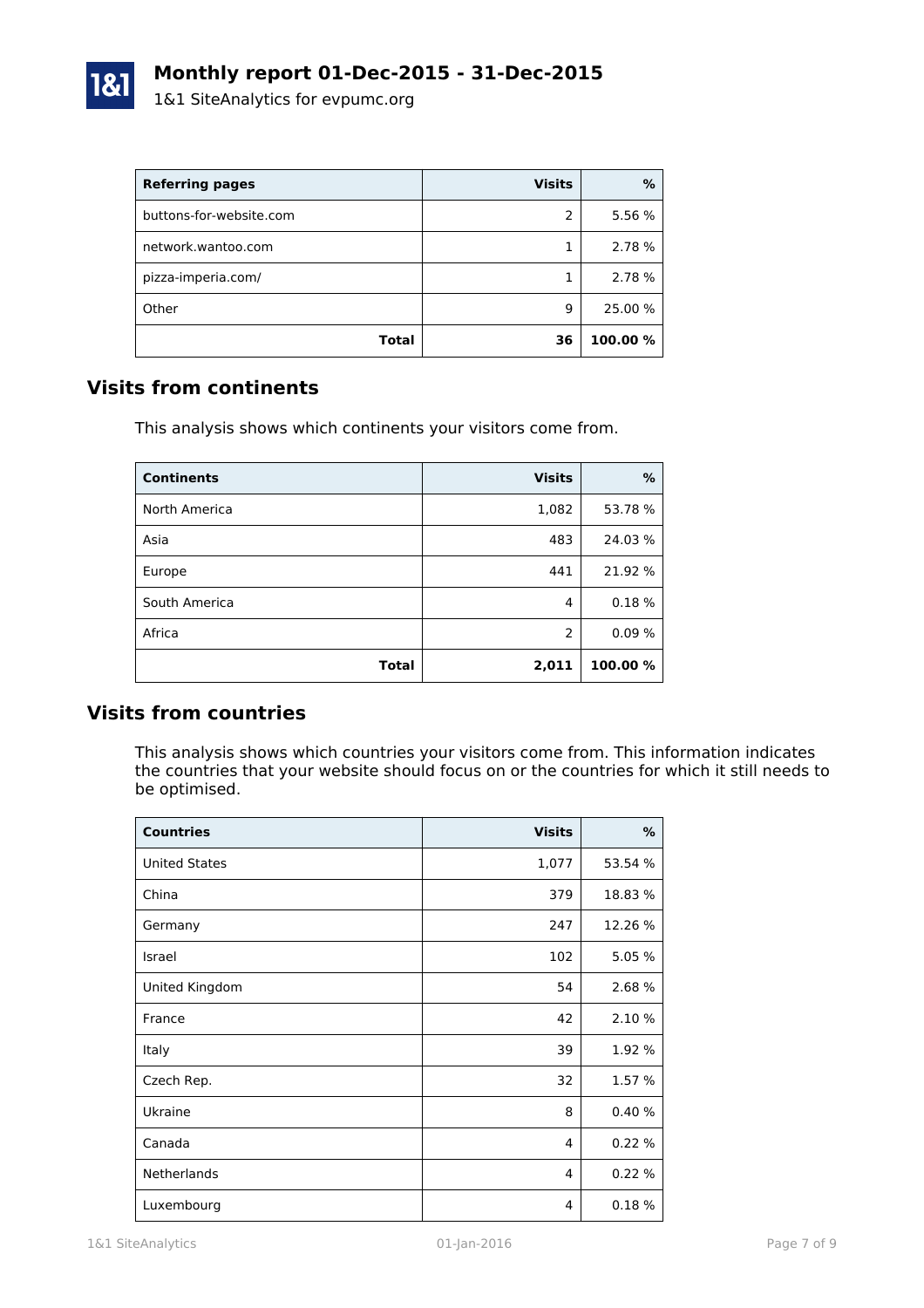# Monthly report 01-Dec-2015 - 31-Dec-2015

1&1 SiteAnalytics for evpumc.org

| Referring pages | Visits | % |
|---|---|---|
| buttons-for-website.com | 2 | 5.56 % |
| network.wantoo.com | 1 | 2.78 % |
| pizza-imperia.com/ | 1 | 2.78 % |
| Other | 9 | 25.00 % |
| **Total** | **36** | **100.00 %** |

## Visits from continents

This analysis shows which continents your visitors come from.

| Continents | Visits | % |
|---|---|---|
| North America | 1,082 | 53.78 % |
| Asia | 483 | 24.03 % |
| Europe | 441 | 21.92 % |
| South America | 4 | 0.18 % |
| Africa | 2 | 0.09 % |
| **Total** | **2,011** | **100.00 %** |

## Visits from countries

This analysis shows which countries your visitors come from. This information indicates the countries that your website should focus on or the countries for which it still needs to be optimised.

| Countries | Visits | % |
|---|---|---|
| United States | 1,077 | 53.54 % |
| China | 379 | 18.83 % |
| Germany | 247 | 12.26 % |
| Israel | 102 | 5.05 % |
| United Kingdom | 54 | 2.68 % |
| France | 42 | 2.10 % |
| Italy | 39 | 1.92 % |
| Czech Rep. | 32 | 1.57 % |
| Ukraine | 8 | 0.40 % |
| Canada | 4 | 0.22 % |
| Netherlands | 4 | 0.22 % |
| Luxembourg | 4 | 0.18 % |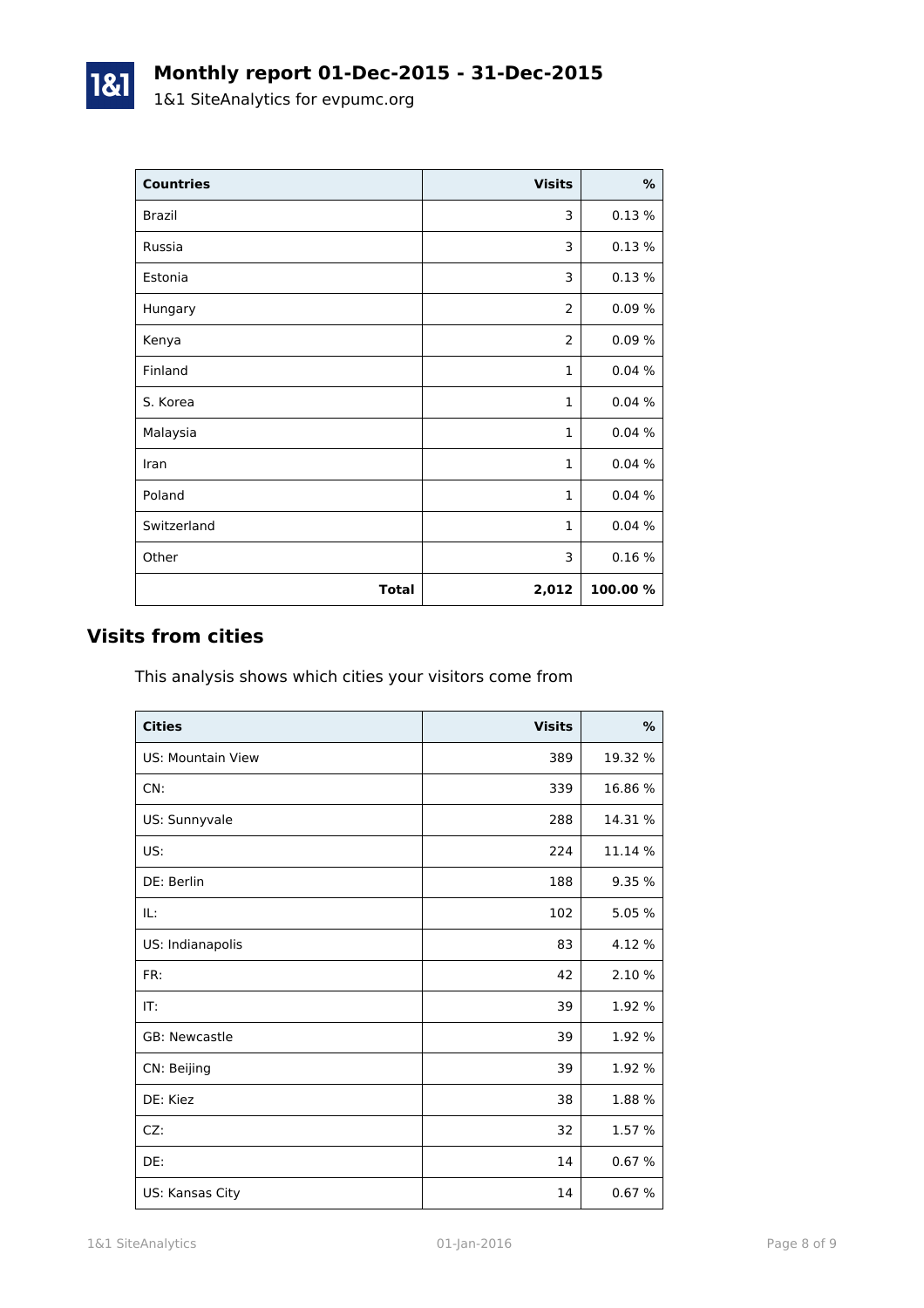# Monthly report 01-Dec-2015 - 31-Dec-2015

1&1 SiteAnalytics for evpumc.org

| Countries | Visits | % |
|---|---:|---:|
| Brazil | 3 | 0.13 % |
| Russia | 3 | 0.13 % |
| Estonia | 3 | 0.13 % |
| Hungary | 2 | 0.09 % |
| Kenya | 2 | 0.09 % |
| Finland | 1 | 0.04 % |
| S. Korea | 1 | 0.04 % |
| Malaysia | 1 | 0.04 % |
| Iran | 1 | 0.04 % |
| Poland | 1 | 0.04 % |
| Switzerland | 1 | 0.04 % |
| Other | 3 | 0.16 % |
| **Total** | **2,012** | **100.00 %** |

## Visits from cities

This analysis shows which cities your visitors come from

| Cities | Visits | % |
|---|---:|---:|
| US: Mountain View | 389 | 19.32 % |
| CN: | 339 | 16.86 % |
| US: Sunnyvale | 288 | 14.31 % |
| US: | 224 | 11.14 % |
| DE: Berlin | 188 | 9.35 % |
| IL: | 102 | 5.05 % |
| US: Indianapolis | 83 | 4.12 % |
| FR: | 42 | 2.10 % |
| IT: | 39 | 1.92 % |
| GB: Newcastle | 39 | 1.92 % |
| CN: Beijing | 39 | 1.92 % |
| DE: Kiez | 38 | 1.88 % |
| CZ: | 32 | 1.57 % |
| DE: | 14 | 0.67 % |
| US: Kansas City | 14 | 0.67 % |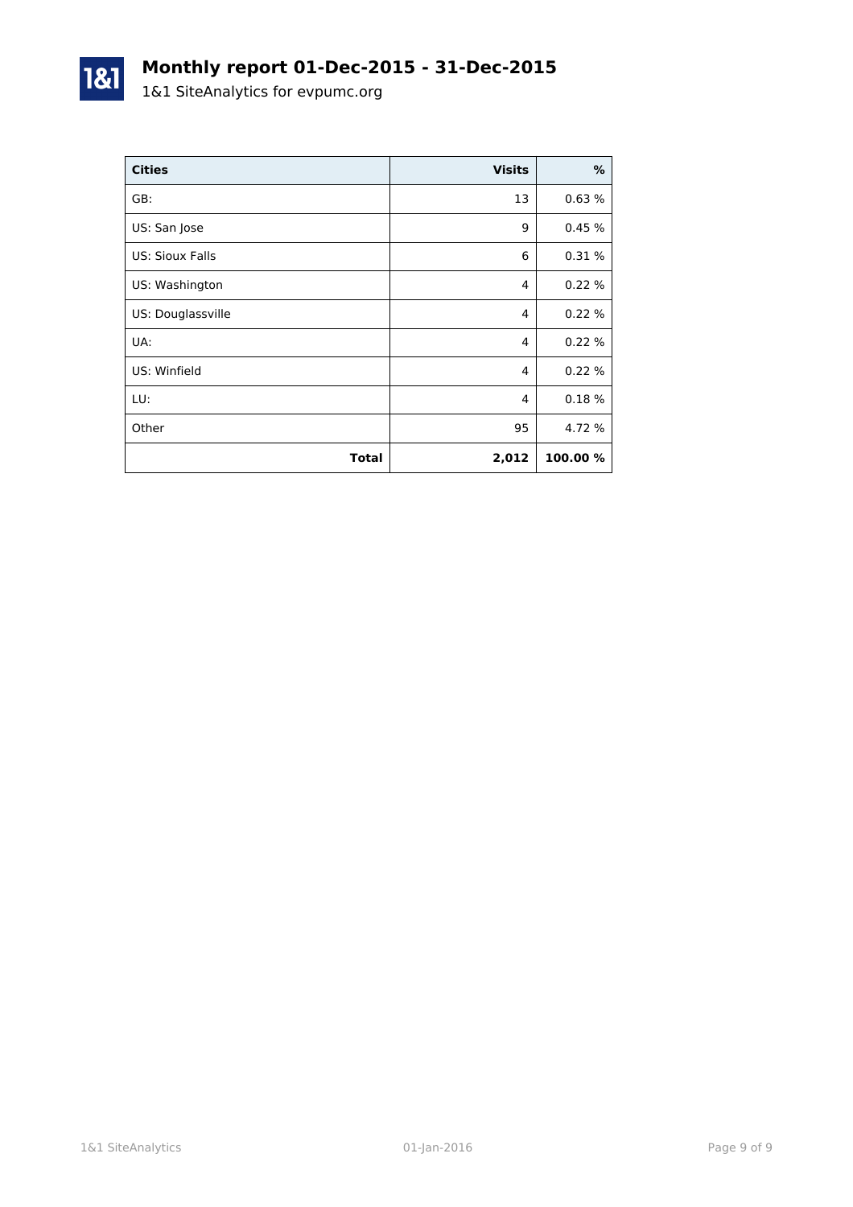# Monthly report 01-Dec-2015 - 31-Dec-2015

1&1 SiteAnalytics for evpumc.org

| Cities | Visits | % |
|---|---:|---:|
| GB: | 13 | 0.63 % |
| US: San Jose | 9 | 0.45 % |
| US: Sioux Falls | 6 | 0.31 % |
| US: Washington | 4 | 0.22 % |
| US: Douglassville | 4 | 0.22 % |
| UA: | 4 | 0.22 % |
| US: Winfield | 4 | 0.22 % |
| LU: | 4 | 0.18 % |
| Other | 95 | 4.72 % |
| **Total** | **2,012** | **100.00 %** |